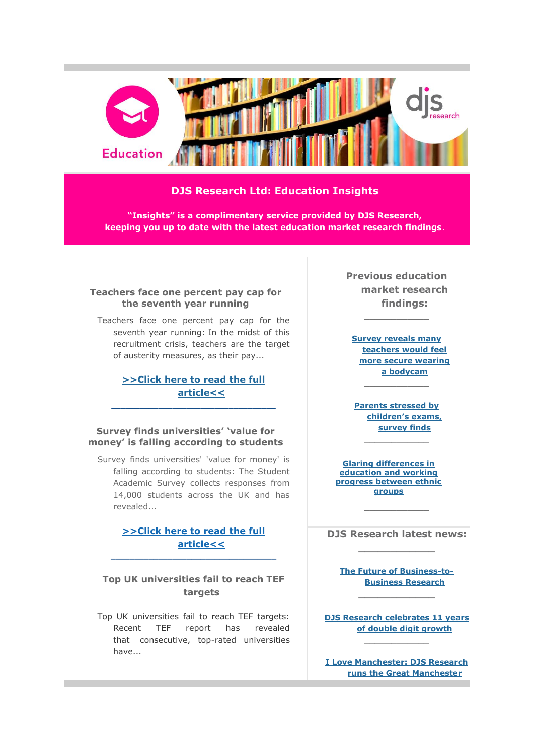Education

# DJS Research Ltd: Education Insights

**"Insights" is a complimentary service provided by DJS Research, keeping you up to date with the latest education market research findings.**

### Teachers face one percent pay cap for the seventh year running

Teachers face one percent pay cap for the seventh year running: In the midst of this recruitment crisis, teachers are the target of austerity measures, as their pay...

**>>Click here to read the full article<<**

---

### Survey finds universities' 'value for money' is falling according to students

Survey finds universities' 'value for money' is falling according to students: The Student Academic Survey collects responses from 14,000 students across the UK and has revealed...

**>>Click here to read the full article<<**

---

### Top UK universities fail to reach TEF targets

Top UK universities fail to reach TEF targets: Recent TEF report has revealed that consecutive, top-rated universities have...

---

### Previous education market research findings:

---

**Survey reveals many teachers would feel more secure wearing a bodycam**

---

**Parents stressed by children's exams, survey finds**

---

**Glaring differences in education and working progress between ethnic groups**

---

### DJS Research latest news:

---

**The Future of Business-to-Business Research**

---

**DJS Research celebrates 11 years of double digit growth**

---

**I Love Manchester: DJS Research runs the Great Manchester**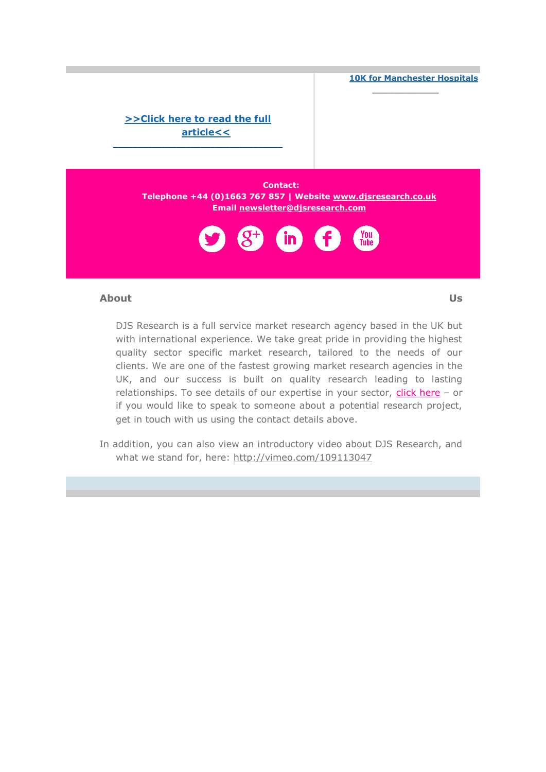**10K for Manchester Hospitals**

---

**>>Click here to read the full article<<**

---

**Contact:**
**Telephone +44 (0)1663 767 857 | Website www.djsresearch.co.uk**
**Email newsletter@djsresearch.com**

### About Us

DJS Research is a full service market research agency based in the UK but with international experience. We take great pride in providing the highest quality sector specific market research, tailored to the needs of our clients. We are one of the fastest growing market research agencies in the UK, and our success is built on quality research leading to lasting relationships. To see details of our expertise in your sector, click here – or if you would like to speak to someone about a potential research project, get in touch with us using the contact details above.

In addition, you can also view an introductory video about DJS Research, and what we stand for, here: http://vimeo.com/109113047